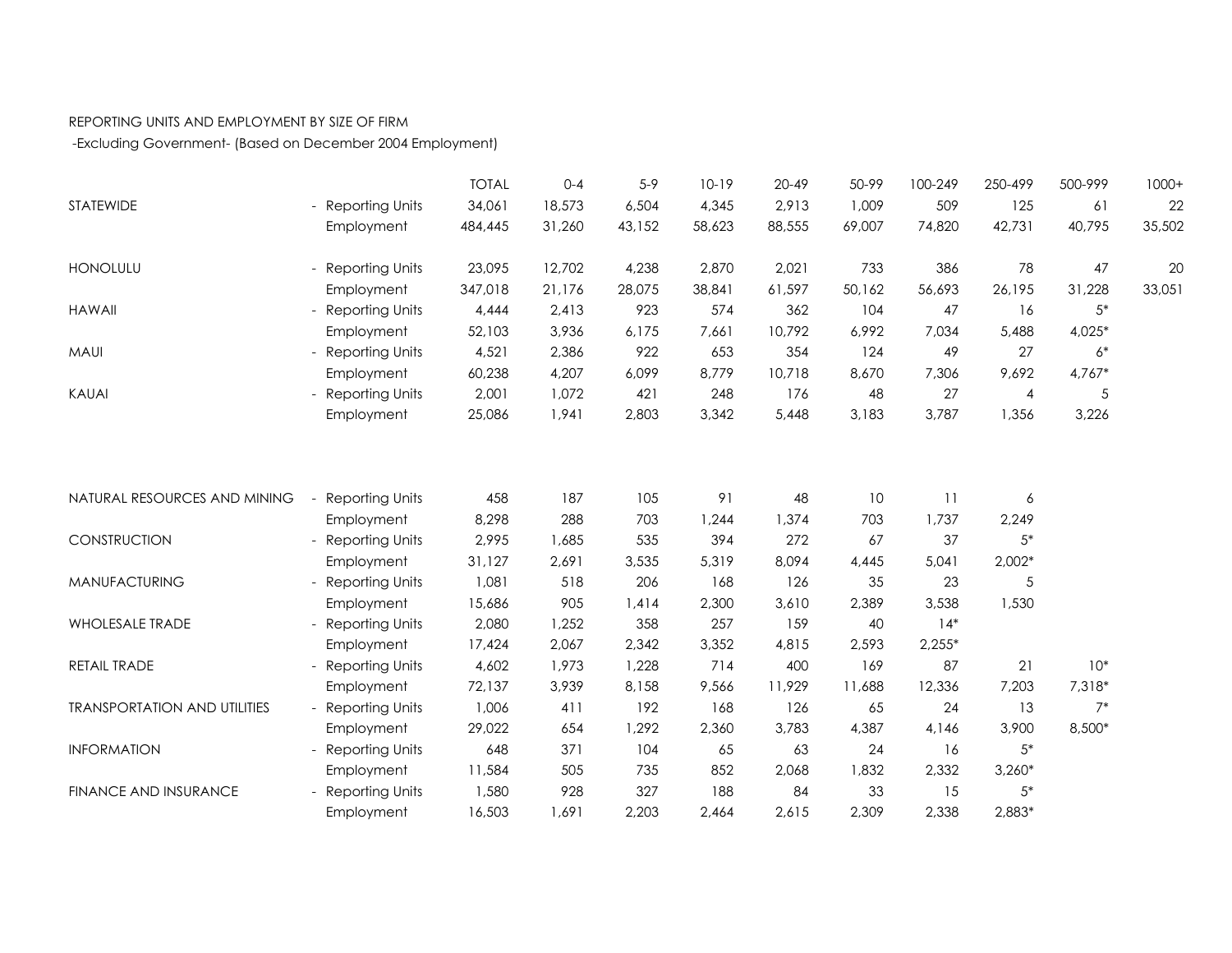REPORTING UNITS AND EMPLOYMENT BY SIZE OF FIRM

-Excluding Government- (Based on December 2004 Employment)

| | | TOTAL | 0-4 | 5-9 | 10-19 | 20-49 | 50-99 | 100-249 | 250-499 | 500-999 | 1000+ |
|---|---|---|---|---|---|---|---|---|---|---|---|
| STATEWIDE | - Reporting Units | 34,061 | 18,573 | 6,504 | 4,345 | 2,913 | 1,009 | 509 | 125 | 61 | 22 |
| | Employment | 484,445 | 31,260 | 43,152 | 58,623 | 88,555 | 69,007 | 74,820 | 42,731 | 40,795 | 35,502 |
| HONOLULU | - Reporting Units | 23,095 | 12,702 | 4,238 | 2,870 | 2,021 | 733 | 386 | 78 | 47 | 20 |
| | Employment | 347,018 | 21,176 | 28,075 | 38,841 | 61,597 | 50,162 | 56,693 | 26,195 | 31,228 | 33,051 |
| HAWAII | - Reporting Units | 4,444 | 2,413 | 923 | 574 | 362 | 104 | 47 | 16 | 5* | |
| | Employment | 52,103 | 3,936 | 6,175 | 7,661 | 10,792 | 6,992 | 7,034 | 5,488 | 4,025* | |
| MAUI | - Reporting Units | 4,521 | 2,386 | 922 | 653 | 354 | 124 | 49 | 27 | 6* | |
| | Employment | 60,238 | 4,207 | 6,099 | 8,779 | 10,718 | 8,670 | 7,306 | 9,692 | 4,767* | |
| KAUAI | - Reporting Units | 2,001 | 1,072 | 421 | 248 | 176 | 48 | 27 | 4 | 5 | |
| | Employment | 25,086 | 1,941 | 2,803 | 3,342 | 5,448 | 3,183 | 3,787 | 1,356 | 3,226 | |
| NATURAL RESOURCES AND MINING | - Reporting Units | 458 | 187 | 105 | 91 | 48 | 10 | 11 | 6 | | |
| | Employment | 8,298 | 288 | 703 | 1,244 | 1,374 | 703 | 1,737 | 2,249 | | |
| CONSTRUCTION | - Reporting Units | 2,995 | 1,685 | 535 | 394 | 272 | 67 | 37 | 5* | | |
| | Employment | 31,127 | 2,691 | 3,535 | 5,319 | 8,094 | 4,445 | 5,041 | 2,002* | | |
| MANUFACTURING | - Reporting Units | 1,081 | 518 | 206 | 168 | 126 | 35 | 23 | 5 | | |
| | Employment | 15,686 | 905 | 1,414 | 2,300 | 3,610 | 2,389 | 3,538 | 1,530 | | |
| WHOLESALE TRADE | - Reporting Units | 2,080 | 1,252 | 358 | 257 | 159 | 40 | 14* | | | |
| | Employment | 17,424 | 2,067 | 2,342 | 3,352 | 4,815 | 2,593 | 2,255* | | | |
| RETAIL TRADE | - Reporting Units | 4,602 | 1,973 | 1,228 | 714 | 400 | 169 | 87 | 21 | 10* | |
| | Employment | 72,137 | 3,939 | 8,158 | 9,566 | 11,929 | 11,688 | 12,336 | 7,203 | 7,318* | |
| TRANSPORTATION AND UTILITIES | - Reporting Units | 1,006 | 411 | 192 | 168 | 126 | 65 | 24 | 13 | 7* | |
| | Employment | 29,022 | 654 | 1,292 | 2,360 | 3,783 | 4,387 | 4,146 | 3,900 | 8,500* | |
| INFORMATION | - Reporting Units | 648 | 371 | 104 | 65 | 63 | 24 | 16 | 5* | | |
| | Employment | 11,584 | 505 | 735 | 852 | 2,068 | 1,832 | 2,332 | 3,260* | | |
| FINANCE AND INSURANCE | - Reporting Units | 1,580 | 928 | 327 | 188 | 84 | 33 | 15 | 5* | | |
| | Employment | 16,503 | 1,691 | 2,203 | 2,464 | 2,615 | 2,309 | 2,338 | 2,883* | | |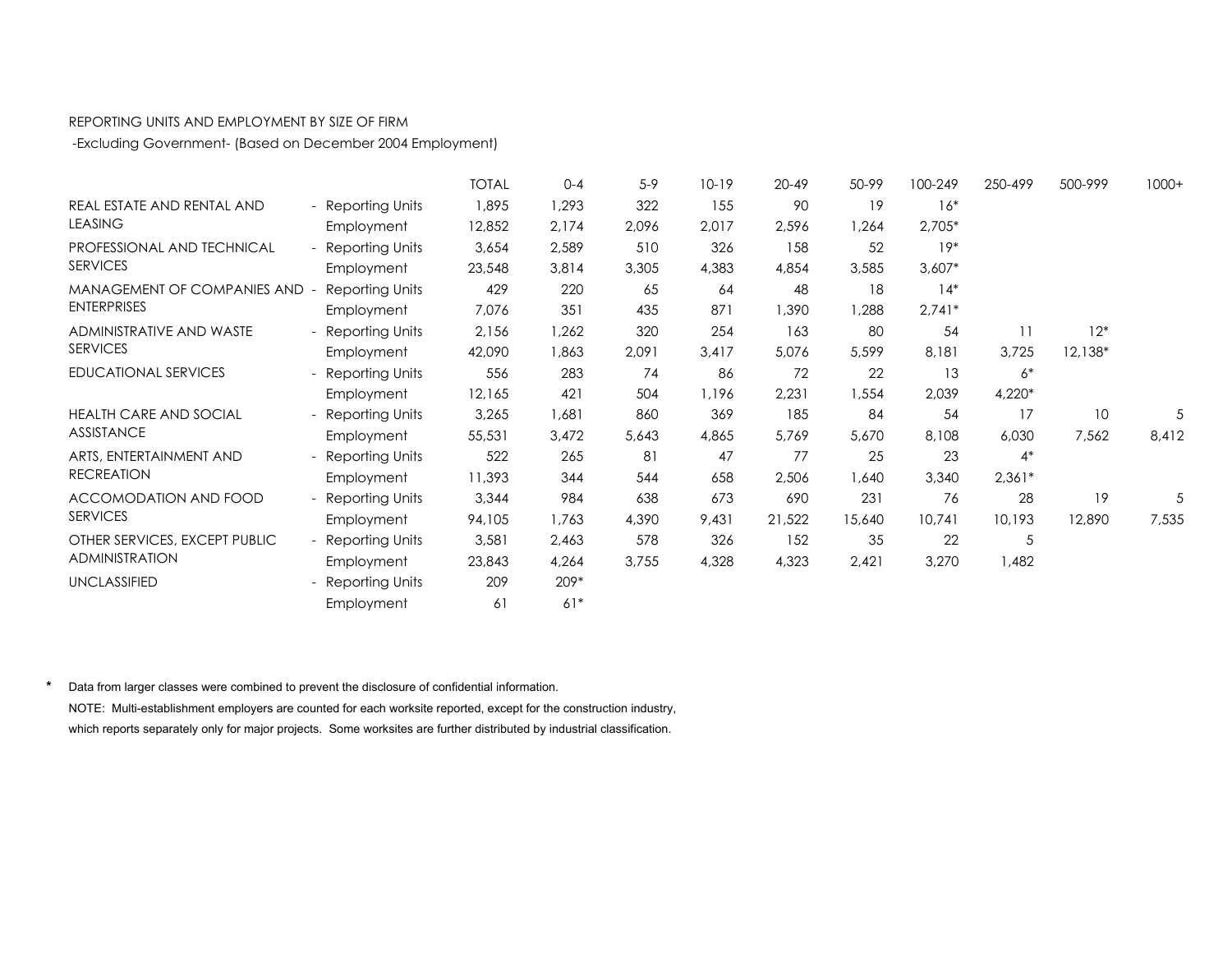REPORTING UNITS AND EMPLOYMENT BY SIZE OF FIRM

-Excluding Government- (Based on December 2004 Employment)

| | | TOTAL | 0-4 | 5-9 | 10-19 | 20-49 | 50-99 | 100-249 | 250-499 | 500-999 | 1000+ |
|---|---|---|---|---|---|---|---|---|---|---|---|
| REAL ESTATE AND RENTAL AND LEASING | - Reporting Units | 1,895 | 1,293 | 322 | 155 | 90 | 19 | 16* | | | |
| | Employment | 12,852 | 2,174 | 2,096 | 2,017 | 2,596 | 1,264 | 2,705* | | | |
| PROFESSIONAL AND TECHNICAL SERVICES | - Reporting Units | 3,654 | 2,589 | 510 | 326 | 158 | 52 | 19* | | | |
| | Employment | 23,548 | 3,814 | 3,305 | 4,383 | 4,854 | 3,585 | 3,607* | | | |
| MANAGEMENT OF COMPANIES AND ENTERPRISES | - Reporting Units | 429 | 220 | 65 | 64 | 48 | 18 | 14* | | | |
| | Employment | 7,076 | 351 | 435 | 871 | 1,390 | 1,288 | 2,741* | | | |
| ADMINISTRATIVE AND WASTE SERVICES | - Reporting Units | 2,156 | 1,262 | 320 | 254 | 163 | 80 | 54 | 11 | 12* | |
| | Employment | 42,090 | 1,863 | 2,091 | 3,417 | 5,076 | 5,599 | 8,181 | 3,725 | 12,138* | |
| EDUCATIONAL SERVICES | - Reporting Units | 556 | 283 | 74 | 86 | 72 | 22 | 13 | 6* | | |
| | Employment | 12,165 | 421 | 504 | 1,196 | 2,231 | 1,554 | 2,039 | 4,220* | | |
| HEALTH CARE AND SOCIAL ASSISTANCE | - Reporting Units | 3,265 | 1,681 | 860 | 369 | 185 | 84 | 54 | 17 | 10 | 5 |
| | Employment | 55,531 | 3,472 | 5,643 | 4,865 | 5,769 | 5,670 | 8,108 | 6,030 | 7,562 | 8,412 |
| ARTS, ENTERTAINMENT AND RECREATION | - Reporting Units | 522 | 265 | 81 | 47 | 77 | 25 | 23 | 4* | | |
| | Employment | 11,393 | 344 | 544 | 658 | 2,506 | 1,640 | 3,340 | 2,361* | | |
| ACCOMODATION AND FOOD SERVICES | - Reporting Units | 3,344 | 984 | 638 | 673 | 690 | 231 | 76 | 28 | 19 | 5 |
| | Employment | 94,105 | 1,763 | 4,390 | 9,431 | 21,522 | 15,640 | 10,741 | 10,193 | 12,890 | 7,535 |
| OTHER SERVICES, EXCEPT PUBLIC ADMINISTRATION | - Reporting Units | 3,581 | 2,463 | 578 | 326 | 152 | 35 | 22 | 5 | | |
| | Employment | 23,843 | 4,264 | 3,755 | 4,328 | 4,323 | 2,421 | 3,270 | 1,482 | | |
| UNCLASSIFIED | - Reporting Units | 209 | 209* | | | | | | | | |
| | Employment | 61 | 61* | | | | | | | | |

\* Data from larger classes were combined to prevent the disclosure of confidential information.

NOTE: Multi-establishment employers are counted for each worksite reported, except for the construction industry, which reports separately only for major projects. Some worksites are further distributed by industrial classification.